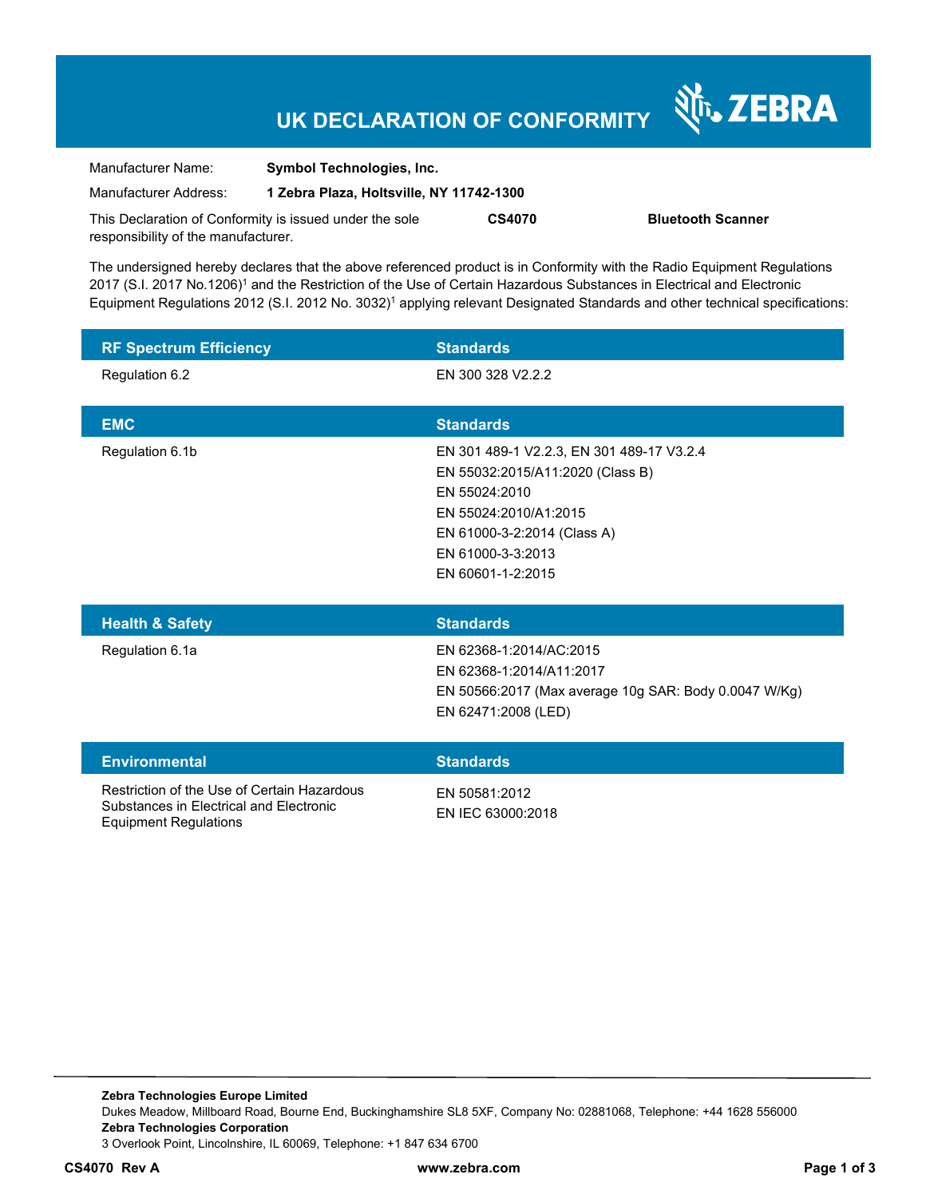# UK DECLARATION OF CONFORMITY

ZEBRA

| | |
|---|---|
| Manufacturer Name: | **Symbol Technologies, Inc.** |
| Manufacturer Address: | **1 Zebra Plaza, Holtsville, NY 11742-1300** |

This Declaration of Conformity is issued under the sole responsibility of the manufacturer. **CS4070** **Bluetooth Scanner**

The undersigned hereby declares that the above referenced product is in Conformity with the Radio Equipment Regulations 2017 (S.I. 2017 No.1206)[1] and the Restriction of the Use of Certain Hazardous Substances in Electrical and Electronic Equipment Regulations 2012 (S.I. 2012 No. 3032)[1] applying relevant Designated Standards and other technical specifications:

| RF Spectrum Efficiency | Standards |
|---|---|
| Regulation 6.2 | EN 300 328 V2.2.2 |

| EMC | Standards |
|---|---|
| Regulation 6.1b | EN 301 489-1 V2.2.3, EN 301 489-17 V3.2.4<br>EN 55032:2015/A11:2020 (Class B)<br>EN 55024:2010<br>EN 55024:2010/A1:2015<br>EN 61000-3-2:2014 (Class A)<br>EN 61000-3-3:2013<br>EN 60601-1-2:2015 |

| Health & Safety | Standards |
|---|---|
| Regulation 6.1a | EN 62368-1:2014/AC:2015<br>EN 62368-1:2014/A11:2017<br>EN 50566:2017 (Max average 10g SAR: Body 0.0047 W/Kg)<br>EN 62471:2008 (LED) |

| Environmental | Standards |
|---|---|
| Restriction of the Use of Certain Hazardous Substances in Electrical and Electronic Equipment Regulations | EN 50581:2012<br>EN IEC 63000:2018 |

**Zebra Technologies Europe Limited**
Dukes Meadow, Millboard Road, Bourne End, Buckinghamshire SL8 5XF, Company No: 02881068, Telephone: +44 1628 556000
**Zebra Technologies Corporation**
3 Overlook Point, Lincolnshire, IL 60069, Telephone: +1 847 634 6700

**CS4070 Rev A** **www.zebra.com**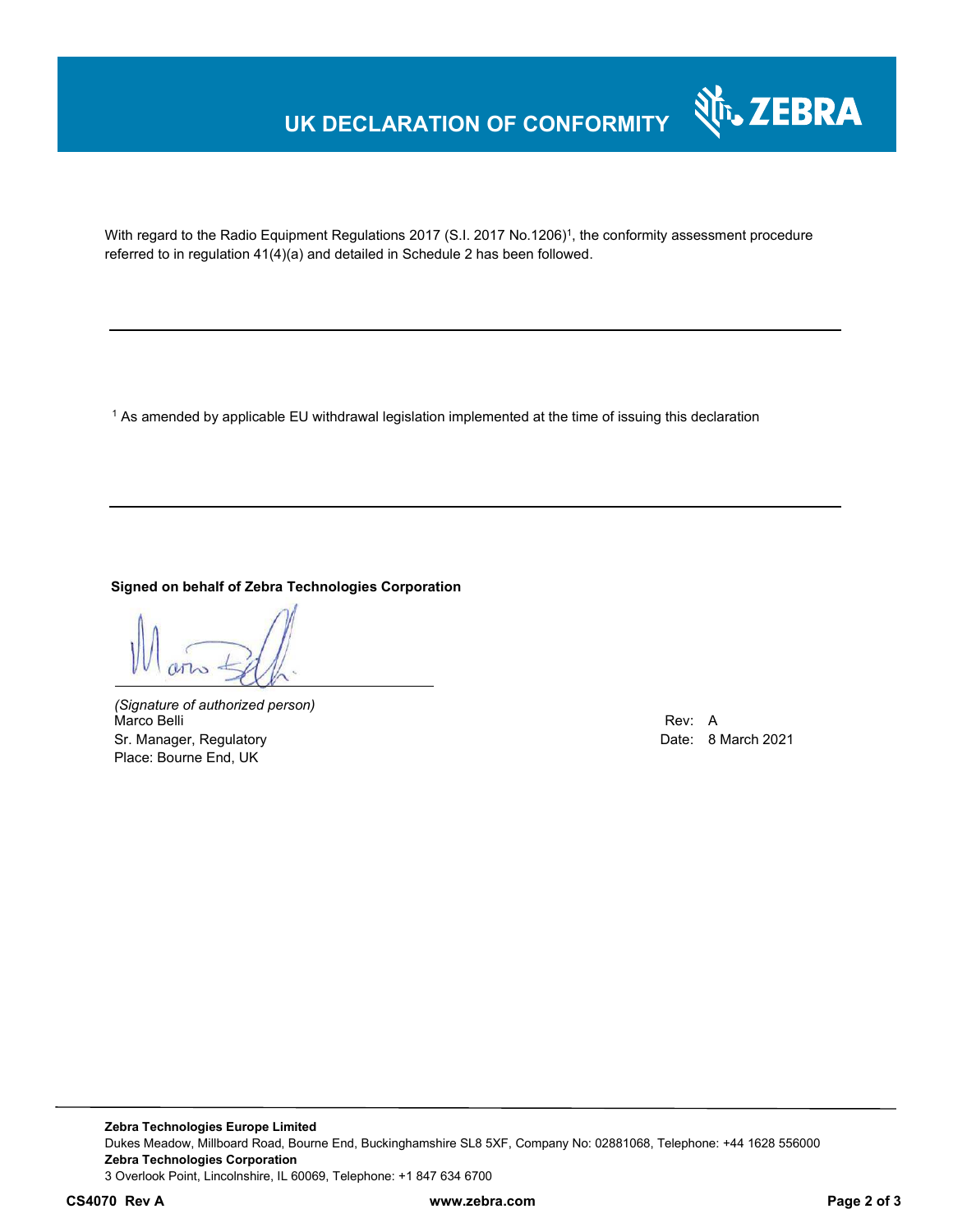# UK DECLARATION OF CONFORMITY

With regard to the Radio Equipment Regulations 2017 (S.I. 2017 No.1206)[1], the conformity assessment procedure referred to in regulation 41(4)(a) and detailed in Schedule 2 has been followed.

---

[1] As amended by applicable EU withdrawal legislation implemented at the time of issuing this declaration

---

**Signed on behalf of Zebra Technologies Corporation**

*(Signature of authorized person)*
Marco Belli
Sr. Manager, Regulatory
Place: Bourne End, UK

Rev: A
Date: 8 March 2021

**Zebra Technologies Europe Limited**
Dukes Meadow, Millboard Road, Bourne End, Buckinghamshire SL8 5XF, Company No: 02881068, Telephone: +44 1628 556000
**Zebra Technologies Corporation**
3 Overlook Point, Lincolnshire, IL 60069, Telephone: +1 847 634 6700

**CS4070 Rev A** **www.zebra.com**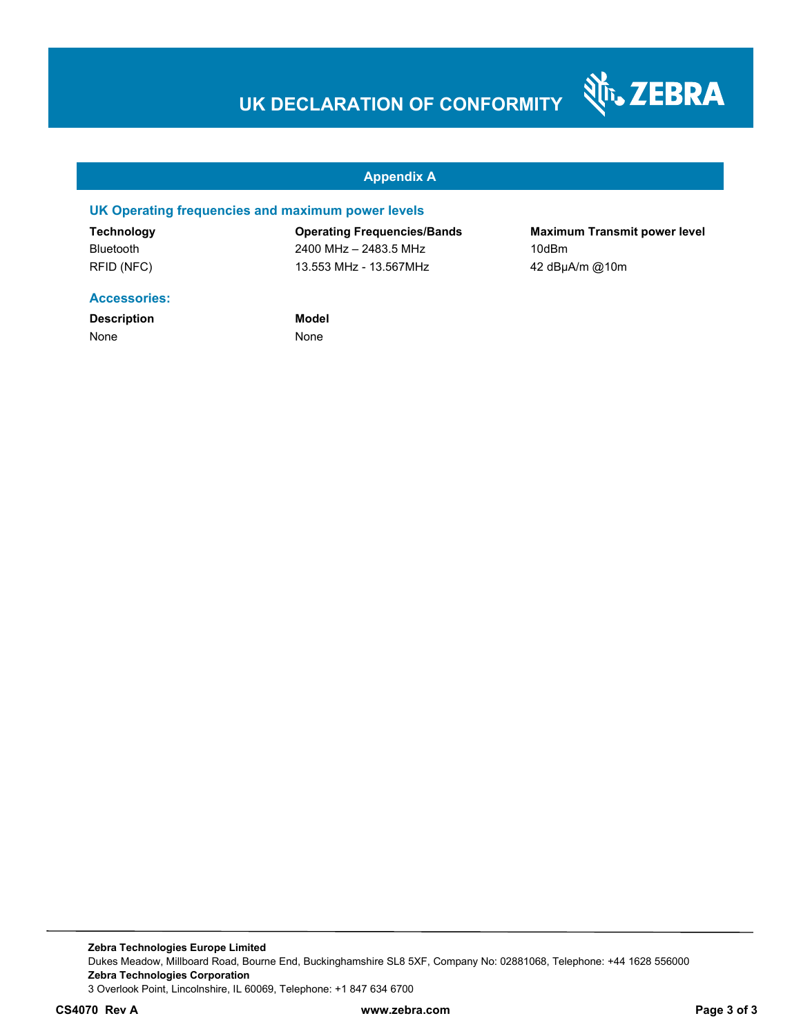# UK DECLARATION OF CONFORMITY

## Appendix A

### UK Operating frequencies and maximum power levels

| Technology | Operating Frequencies/Bands | Maximum Transmit power level |
|---|---|---|
| Bluetooth | 2400 MHz – 2483.5 MHz | 10dBm |
| RFID (NFC) | 13.553 MHz - 13.567MHz | 42 dBµA/m @10m |

### Accessories:

| Description | Model |
|---|---|
| None | None |

**Zebra Technologies Europe Limited**
Dukes Meadow, Millboard Road, Bourne End, Buckinghamshire SL8 5XF, Company No: 02881068, Telephone: +44 1628 556000
**Zebra Technologies Corporation**
3 Overlook Point, Lincolnshire, IL 60069, Telephone: +1 847 634 6700